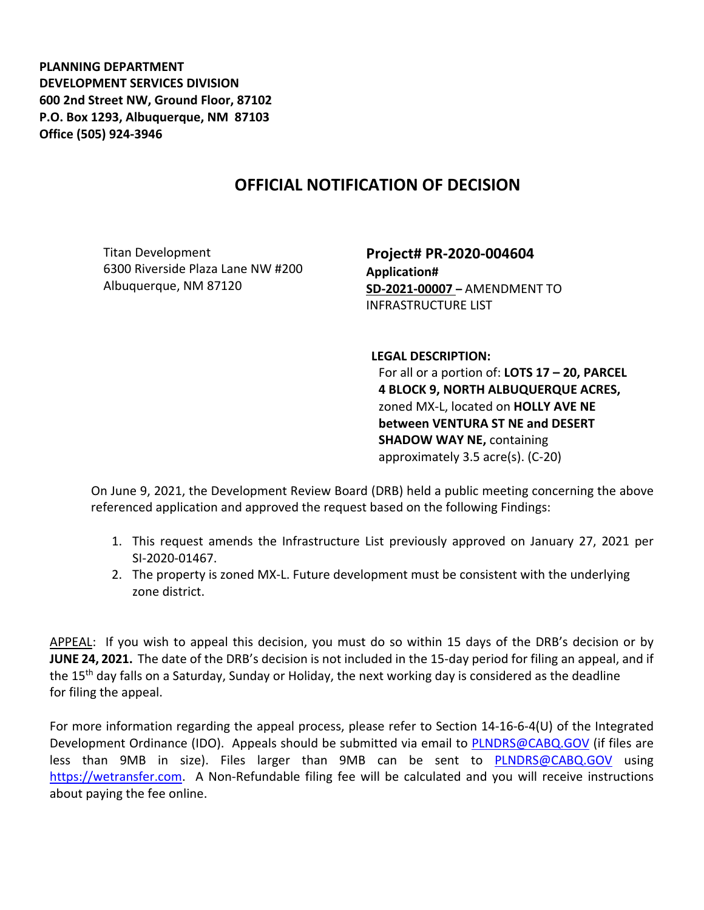**PLANNING DEPARTMENT**
**DEVELOPMENT SERVICES DIVISION**
**600 2nd Street NW, Ground Floor, 87102**
**P.O. Box 1293, Albuquerque, NM 87103**
**Office (505) 924-3946**

# OFFICIAL NOTIFICATION OF DECISION

Titan Development
6300 Riverside Plaza Lane NW #200
Albuquerque, NM 87120

**Project# PR-2020-004604**
**Application#**
**SD-2021-00007 –** AMENDMENT TO INFRASTRUCTURE LIST

**LEGAL DESCRIPTION:**
For all or a portion of: **LOTS 17 – 20, PARCEL 4 BLOCK 9, NORTH ALBUQUERQUE ACRES,** zoned MX-L, located on **HOLLY AVE NE between VENTURA ST NE and DESERT SHADOW WAY NE,** containing approximately 3.5 acre(s). (C-20)

On June 9, 2021, the Development Review Board (DRB) held a public meeting concerning the above referenced application and approved the request based on the following Findings:

1. This request amends the Infrastructure List previously approved on January 27, 2021 per SI-2020-01467.
2. The property is zoned MX-L. Future development must be consistent with the underlying zone district.

APPEAL: If you wish to appeal this decision, you must do so within 15 days of the DRB's decision or by **JUNE 24, 2021.** The date of the DRB's decision is not included in the 15-day period for filing an appeal, and if the 15th day falls on a Saturday, Sunday or Holiday, the next working day is considered as the deadline for filing the appeal.

For more information regarding the appeal process, please refer to Section 14-16-6-4(U) of the Integrated Development Ordinance (IDO). Appeals should be submitted via email to PLNDRS@CABQ.GOV (if files are less than 9MB in size). Files larger than 9MB can be sent to PLNDRS@CABQ.GOV using https://wetransfer.com. A Non-Refundable filing fee will be calculated and you will receive instructions about paying the fee online.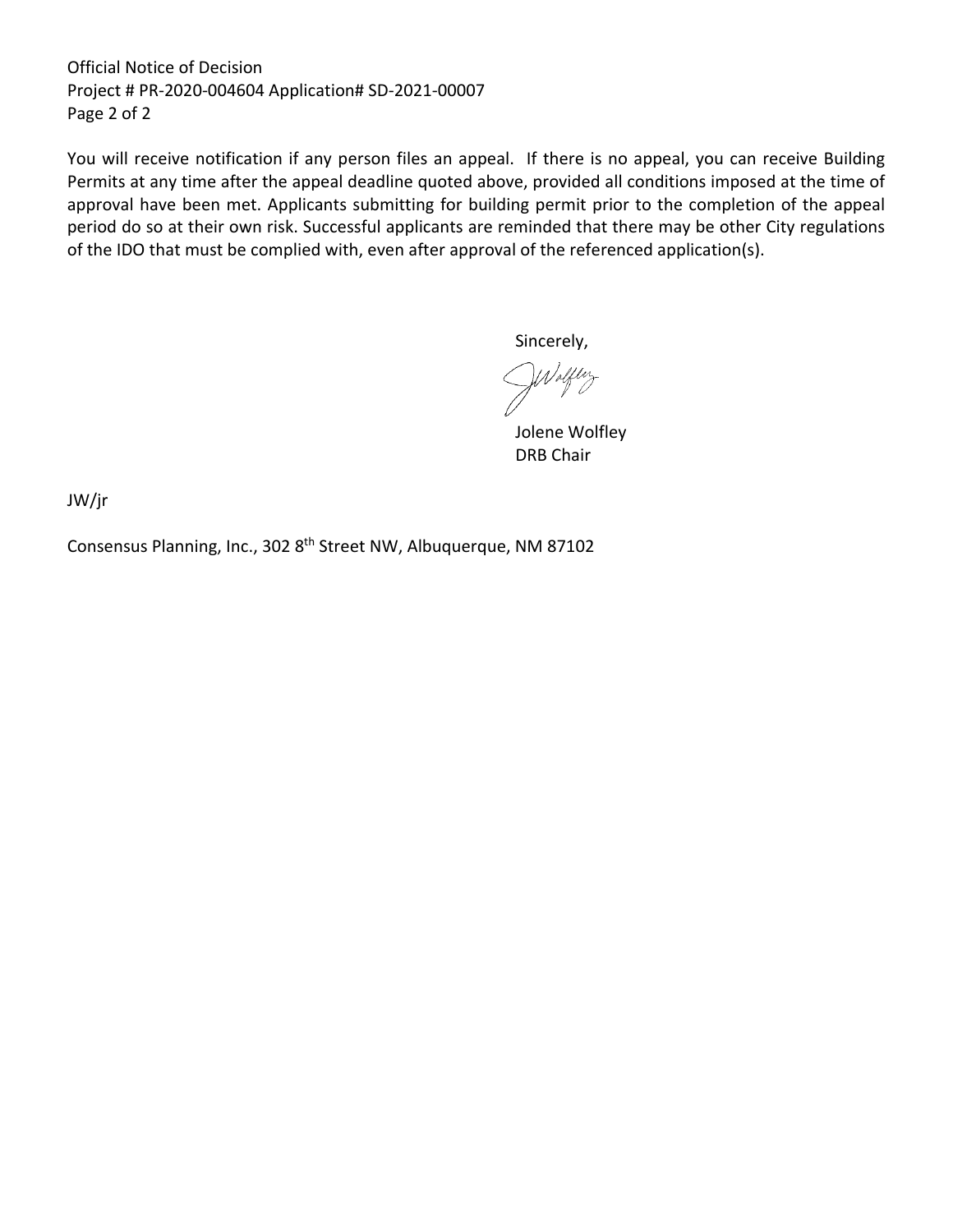You will receive notification if any person files an appeal. If there is no appeal, you can receive Building Permits at any time after the appeal deadline quoted above, provided all conditions imposed at the time of approval have been met. Applicants submitting for building permit prior to the completion of the appeal period do so at their own risk. Successful applicants are reminded that there may be other City regulations of the IDO that must be complied with, even after approval of the referenced application(s).

Sincerely,

JWolfley

Jolene Wolfley
DRB Chair

JW/jr

Consensus Planning, Inc., 302 8th Street NW, Albuquerque, NM 87102